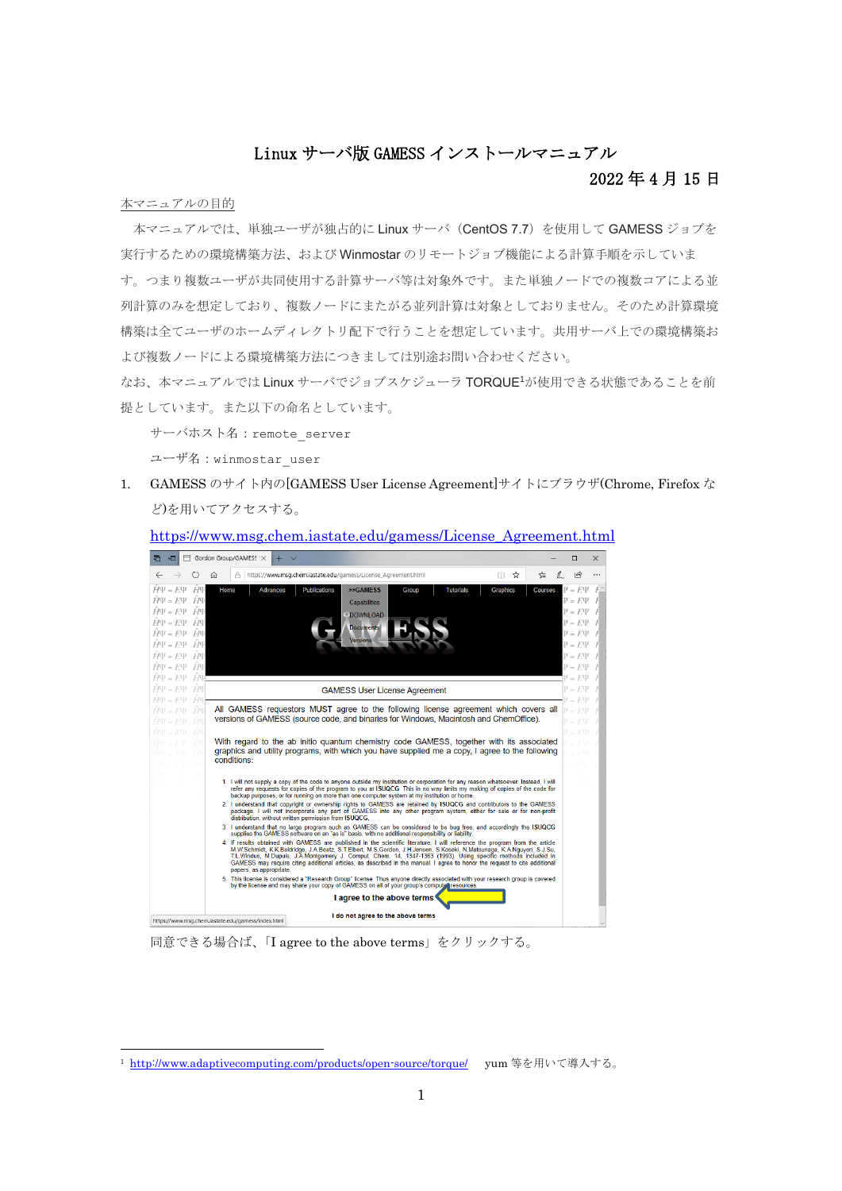# Linux サーバ版 GAMESS インストールマニュアル

2022 年 4 月 15 日

本マニュアルの目的

本マニュアルでは、単独ユーザが独占的に Linux サーバ（CentOS 7.7）を使用して GAMESS ジョブを実行するための環境構築方法、および Winmostar のリモートジョブ機能による計算手順を示しています。つまり複数ユーザが共同使用する計算サーバ等は対象外です。また単独ノードでの複数コアによる並列計算のみを想定しており、複数ノードにまたがる並列計算は対象としておりません。そのため計算環境構築は全てユーザのホームディレクトリ配下で行うことを想定しています。共用サーバ上での環境構築および複数ノードによる環境構築方法につきましては別途お問い合わせください。

なお、本マニュアルでは Linux サーバでジョブスケジューラ TORQUE[1]が使用できる状態であることを前提としています。また以下の命名としています。

サーバホスト名：remote_server

ユーザ名：winmostar_user

1. GAMESS のサイト内の[GAMESS User License Agreement]サイトにブラウザ(Chrome, Firefox など)を用いてアクセスする。

   https://www.msg.chem.iastate.edu/gamess/License_Agreement.html

   同意できる場合は、「I agree to the above terms」をクリックする。

---

[1] http://www.adaptivecomputing.com/products/open-source/torque/　yum 等を用いて導入する。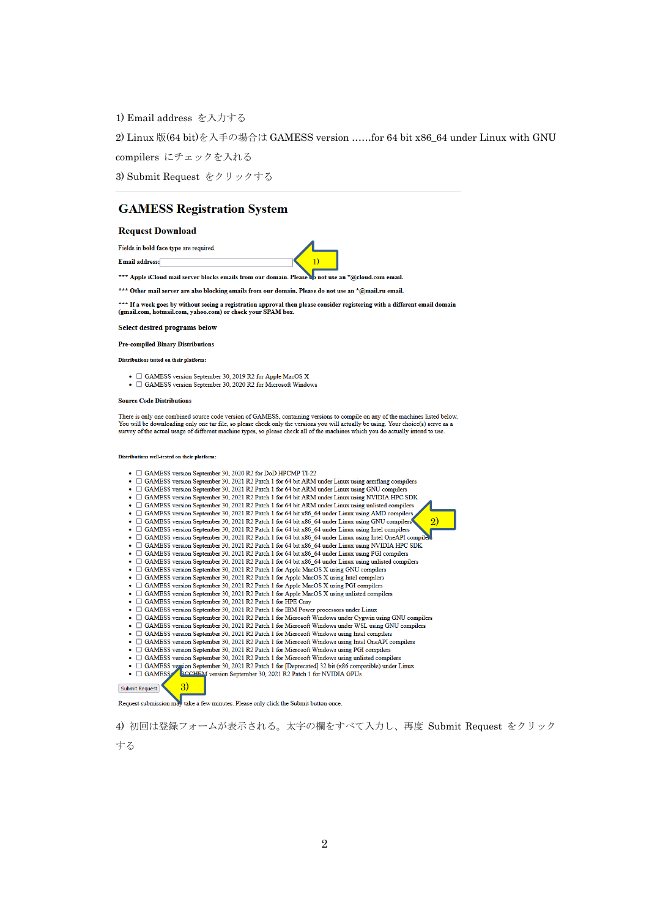1) Email address を入力する

2) Linux 版(64 bit)を入手の場合は GAMESS version ……for 64 bit x86_64 under Linux with GNU compilers にチェックを入れる

3) Submit Request をクリックする

## GAMESS Registration System

### Request Download

Fields in **bold face type** are required.

**Email address:** [ ] 1)

**\*\*\* Apple iCloud mail server blocks emails from our domain. Please do not use an \*@cloud.com email.**

**\*\*\* Other mail server are also blocking emails from our domain. Please do not use an \*@mail.ru email.**

**\*\*\* If a week goes by without seeing a registration approval then please consider registering with a different email domain (gmail.com, hotmail.com, yahoo.com) or check your SPAM box.**

**Select desired programs below**

**Pre-compiled Binary Distributions**

**Distributions tested on their platform:**

- ☐ GAMESS version September 30, 2019 R2 for Apple MacOS X
- ☐ GAMESS version September 30, 2020 R2 for Microsoft Windows

**Source Code Distributions**

There is only one combined source code version of GAMESS, containing versions to compile on any of the machines listed below. You will be downloading only one tar file, so please check only the versions you will actually be using. Your choice(s) serve as a survey of the actual usage of different machine types, so please check all of the machines which you do actually intend to use.

**Distributions well-tested on their platforms:**

- ☐ GAMESS version September 30, 2020 R2 for DoD HPCMP TI-22
- ☐ GAMESS version September 30, 2021 R2 Patch 1 for 64 bit ARM under Linux using armflang compilers
- ☐ GAMESS version September 30, 2021 R2 Patch 1 for 64 bit ARM under Linux using GNU compilers
- ☐ GAMESS version September 30, 2021 R2 Patch 1 for 64 bit ARM under Linux using NVIDIA HPC SDK
- ☐ GAMESS version September 30, 2021 R2 Patch 1 for 64 bit ARM under Linux using unlisted compilers
- ☐ GAMESS version September 30, 2021 R2 Patch 1 for 64 bit x86_64 under Linux using AMD compilers
- ☐ GAMESS version September 30, 2021 R2 Patch 1 for 64 bit x86_64 under Linux using GNU compilers 2)
- ☐ GAMESS version September 30, 2021 R2 Patch 1 for 64 bit x86_64 under Linux using Intel compilers
- ☐ GAMESS version September 30, 2021 R2 Patch 1 for 64 bit x86_64 under Linux using Intel OneAPI compilers
- ☐ GAMESS version September 30, 2021 R2 Patch 1 for 64 bit x86_64 under Linux using NVIDIA HPC SDK
- ☐ GAMESS version September 30, 2021 R2 Patch 1 for 64 bit x86_64 under Linux using PGI compilers
- ☐ GAMESS version September 30, 2021 R2 Patch 1 for 64 bit x86_64 under Linux using unlisted compilers
- ☐ GAMESS version September 30, 2021 R2 Patch 1 for Apple MacOS X using GNU compilers
- ☐ GAMESS version September 30, 2021 R2 Patch 1 for Apple MacOS X using Intel compilers
- ☐ GAMESS version September 30, 2021 R2 Patch 1 for Apple MacOS X using PGI compilers
- ☐ GAMESS version September 30, 2021 R2 Patch 1 for Apple MacOS X using unlisted compilers
- ☐ GAMESS version September 30, 2021 R2 Patch 1 for HPE Cray
- ☐ GAMESS version September 30, 2021 R2 Patch 1 for IBM Power processors under Linux
- ☐ GAMESS version September 30, 2021 R2 Patch 1 for Microsoft Windows under Cygwin using GNU compilers
- ☐ GAMESS version September 30, 2021 R2 Patch 1 for Microsoft Windows under WSL using GNU compilers
- ☐ GAMESS version September 30, 2021 R2 Patch 1 for Microsoft Windows using Intel compilers
- ☐ GAMESS version September 30, 2021 R2 Patch 1 for Microsoft Windows using Intel OneAPI compilers
- ☐ GAMESS version September 30, 2021 R2 Patch 1 for Microsoft Windows using PGI compilers
- ☐ GAMESS version September 30, 2021 R2 Patch 1 for Microsoft Windows using unlisted compilers
- ☐ GAMESS version September 30, 2021 R2 Patch 1 for [Deprecated] 32 bit (x86 compatible) under Linux
- ☐ GAMESS-RI-CCHEM version September 30, 2021 R2 Patch 1 for NVIDIA GPUs

[Submit Request] 3)

Request submission may take a few minutes. Please only click the Submit button once.

4) 初回は登録フォームが表示される。太字の欄をすべて入力し、再度 Submit Request をクリックする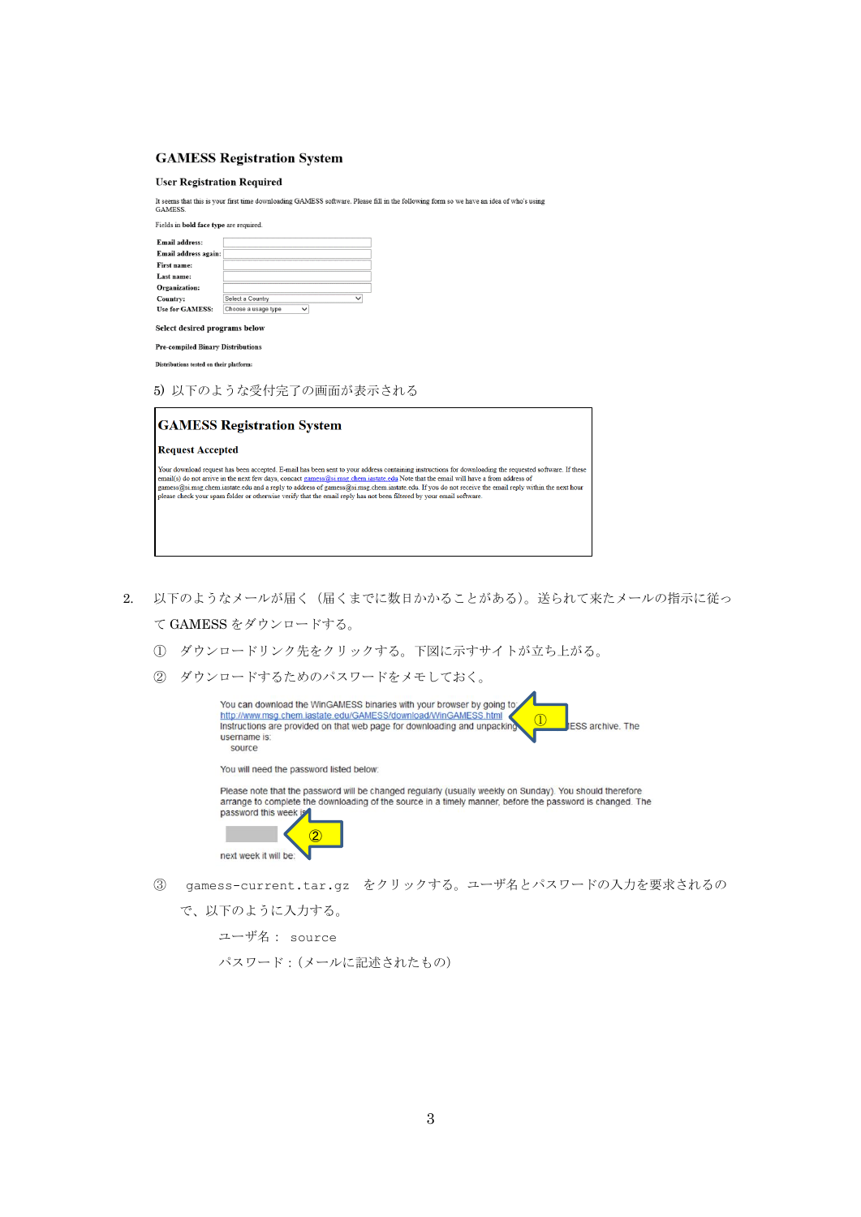**GAMESS Registration System**

**User Registration Required**

It seems that this is your first time downloading GAMESS software. Please fill in the following form so we have an idea of who's using GAMESS.

Fields in **bold face type** are required.

| | |
|---|---|
| **Email address:** | |
| **Email address again:** | |
| **First name:** | |
| **Last name:** | |
| **Organization:** | |
| **Country:** | Select a Country |
| **Use for GAMESS:** | Choose a usage type |

**Select desired programs below**

**Pre-compiled Binary Distributions**

**Distributions tested on their platform:**

5) 以下のような受付完了の画面が表示される

**GAMESS Registration System**

**Request Accepted**

Your download request has been accepted. E-mail has been sent to your address containing instructions for downloading the requested software. If these email(s) do not arrive in the next few days, contact gamess@si.msg.chem.iastate.edu Note that the email will have a from address of gamess@si.msg.chem.iastate.edu and a reply to address of gamess@si.msg.chem.iastate.edu. If you do not receive the email reply within the next hour please check your spam folder or otherwise verify that the email reply has not been filtered by your email software.

2. 以下のようなメールが届く（届くまでに数日かかることがある）。送られて来たメールの指示に従って GAMESS をダウンロードする。

① ダウンロードリンク先をクリックする。下図に示すサイトが立ち上がる。

② ダウンロードするためのパスワードをメモしておく。

You can download the WinGAMESS binaries with your browser by going to:
http://www.msg.chem.iastate.edu/GAMESS/download/WinGAMESS.html ①
Instructions are provided on that web page for downloading and unpacking ...ESS archive. The username is:
source

You will need the password listed below:

Please note that the password will be changed regularly (usually weekly on Sunday). You should therefore arrange to complete the downloading of the source in a timely manner, before the password is changed. The password this week is ②

next week it will be:

③ gamess-current.tar.gz をクリックする。ユーザ名とパスワードの入力を要求されるので、以下のように入力する。

ユーザ名： source

パスワード：(メールに記述されたもの)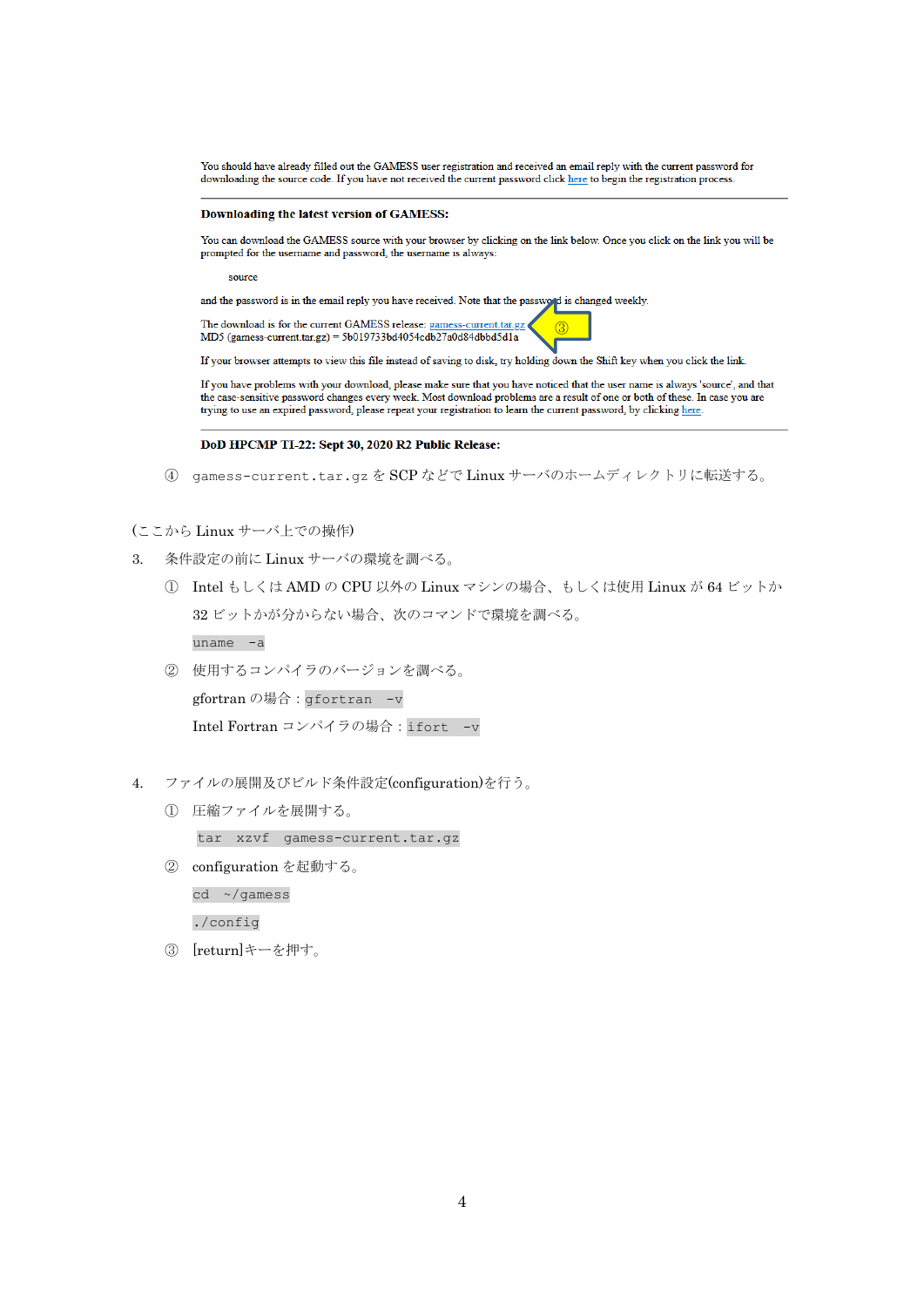You should have already filled out the GAMESS user registration and received an email reply with the current password for downloading the source code. If you have not received the current password click here to begin the registration process.

**Downloading the latest version of GAMESS:**

You can download the GAMESS source with your browser by clicking on the link below. Once you click on the link you will be prompted for the username and password, the username is always:

source

and the password is in the email reply you have received. Note that the password is changed weekly.

The download is for the current GAMESS release: gamess-current.tar.gz ③
MD5 (gamess-current.tar.gz) = 5b019733bd4054cdb27a0d84dbbd5d1a

If your browser attempts to view this file instead of saving to disk, try holding down the Shift key when you click the link.

If you have problems with your download, please make sure that you have noticed that the user name is always 'source', and that the case-sensitive password changes every week. Most download problems are a result of one or both of these. In case you are trying to use an expired password, please repeat your registration to learn the current password, by clicking here.

**DoD HPCMP TI-22: Sept 30, 2020 R2 Public Release:**

④ gamess-current.tar.gz を SCP などで Linux サーバのホームディレクトリに転送する。

(ここから Linux サーバ上での操作)

3. 条件設定の前に Linux サーバの環境を調べる。

① Intel もしくは AMD の CPU 以外の Linux マシンの場合、もしくは使用 Linux が 64 ビットか 32 ビットかが分からない場合、次のコマンドで環境を調べる。

```
uname -a
```

② 使用するコンパイラのバージョンを調べる。

gfortran の場合：`gfortran -v`

Intel Fortran コンパイラの場合：`ifort -v`

4. ファイルの展開及びビルド条件設定(configuration)を行う。

① 圧縮ファイルを展開する。

```
tar xzvf gamess-current.tar.gz
```

② configuration を起動する。

```
cd ~/gamess
./config
```

③ [return]キーを押す。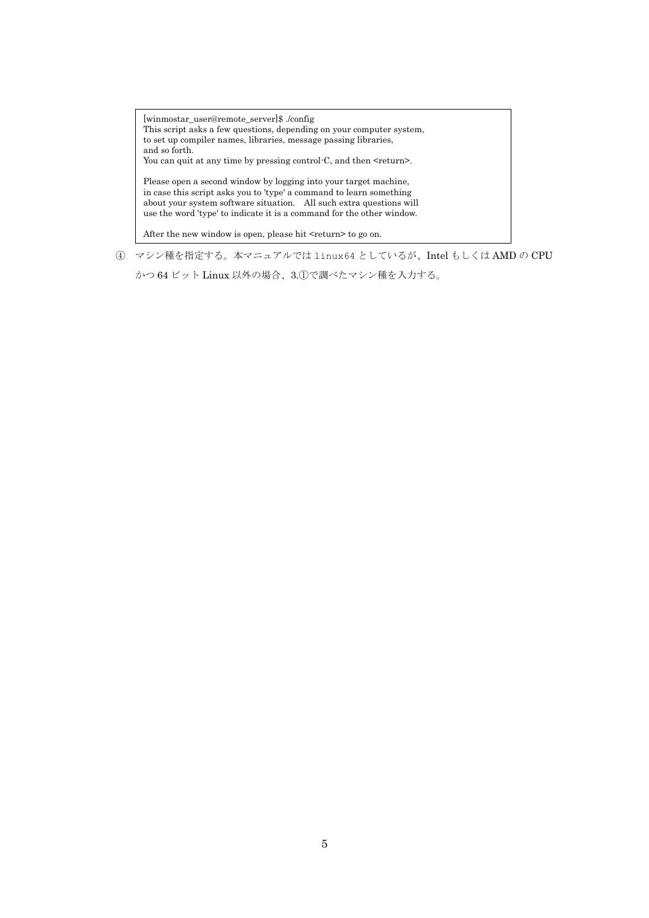```
[winmostar_user@remote_server]$ ./config
This script asks a few questions, depending on your computer system,
to set up compiler names, libraries, message passing libraries,
and so forth.
You can quit at any time by pressing control-C, and then <return>.

Please open a second window by logging into your target machine,
in case this script asks you to 'type' a command to learn something
about your system software situation.   All such extra questions will
use the word 'type' to indicate it is a command for the other window.

After the new window is open, please hit <return> to go on.
```

④ マシン種を指定する。本マニュアルでは `linux64` としているが、Intel もしくは AMD の CPU かつ 64 ビット Linux 以外の場合、3.①で調べたマシン種を入力する。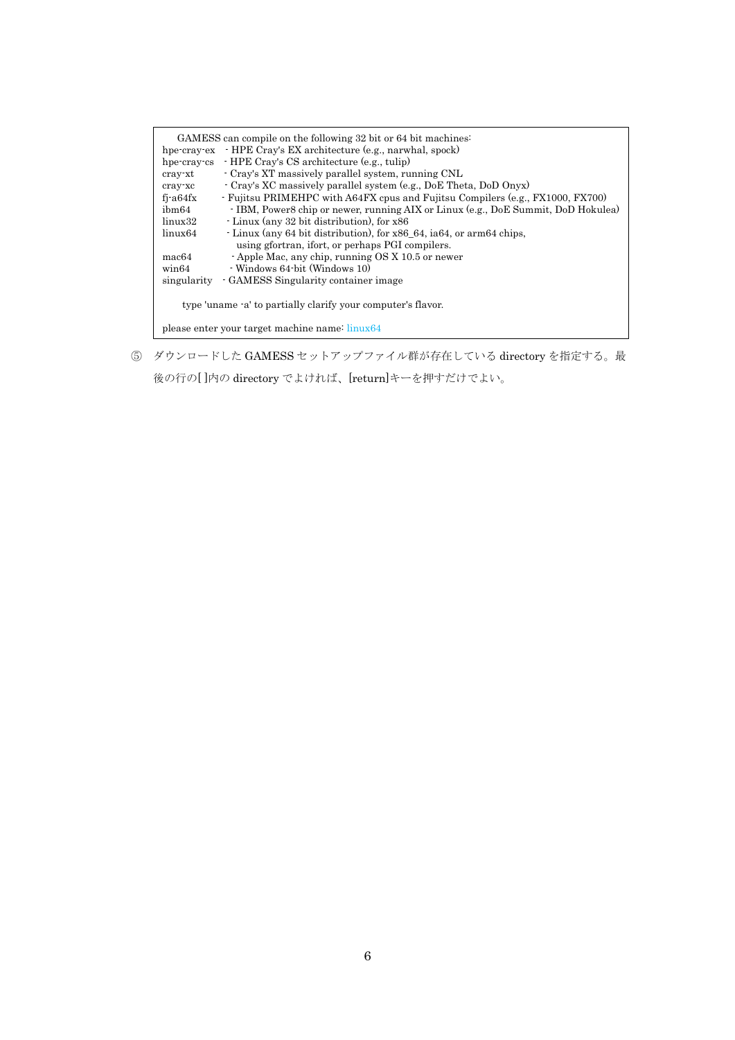```
   GAMESS can compile on the following 32 bit or 64 bit machines:
hpe-cray-ex   - HPE Cray's EX architecture (e.g., narwhal, spock)
hpe-cray-cs   - HPE Cray's CS architecture (e.g., tulip)
cray-xt       - Cray's XT massively parallel system, running CNL
cray-xc       - Cray's XC massively parallel system (e.g., DoE Theta, DoD Onyx)
fj-a64fx      - Fujitsu PRIMEHPC with A64FX cpus and Fujitsu Compilers (e.g., FX1000, FX700)
ibm64         - IBM, Power8 chip or newer, running AIX or Linux (e.g., DoE Summit, DoD Hokulea)
linux32       - Linux (any 32 bit distribution), for x86
linux64       - Linux (any 64 bit distribution), for x86_64, ia64, or arm64 chips,
                using gfortran, ifort, or perhaps PGI compilers.
mac64         - Apple Mac, any chip, running OS X 10.5 or newer
win64         - Windows 64-bit (Windows 10)
singularity   - GAMESS Singularity container image

     type 'uname -a' to partially clarify your computer's flavor.

please enter your target machine name: linux64
```

⑤ ダウンロードした GAMESS セットアップファイル群が存在している directory を指定する。最後の行の[ ]内の directory でよければ、[return]キーを押すだけでよい。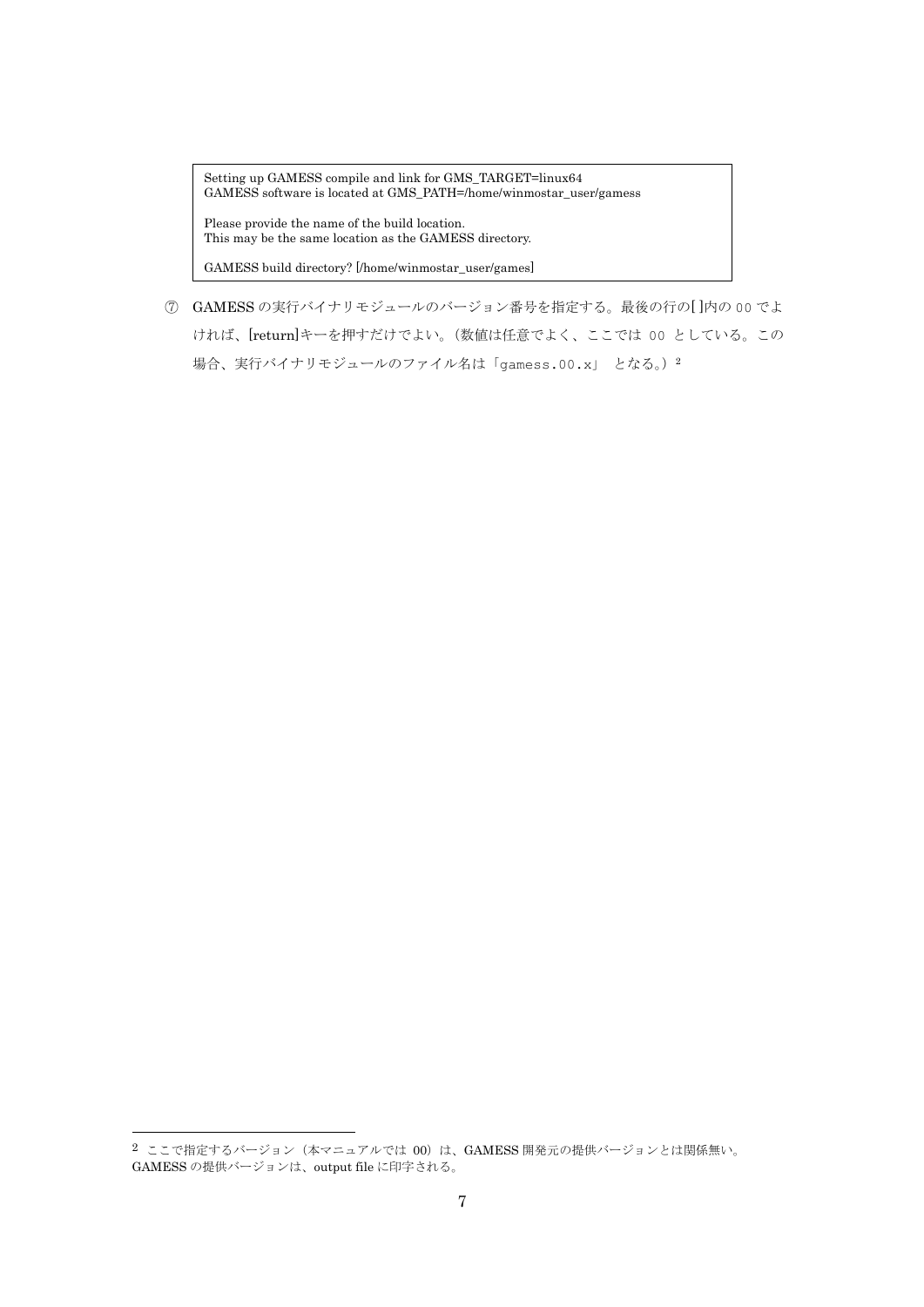```
Setting up GAMESS compile and link for GMS_TARGET=linux64
GAMESS software is located at GMS_PATH=/home/winmostar_user/gamess

Please provide the name of the build location.
This may be the same location as the GAMESS directory.

GAMESS build directory? [/home/winmostar_user/games]
```

⑦ GAMESS の実行バイナリモジュールのバージョン番号を指定する。最後の行の[ ]内の 00 でよければ、[return]キーを押すだけでよい。（数値は任意でよく、ここでは 00 としている。この場合、実行バイナリモジュールのファイル名は「gamess.00.x」 となる。）[2]

---

[2] ここで指定するバージョン（本マニュアルでは 00）は、GAMESS 開発元の提供バージョンとは関係無い。GAMESS の提供バージョンは、output file に印字される。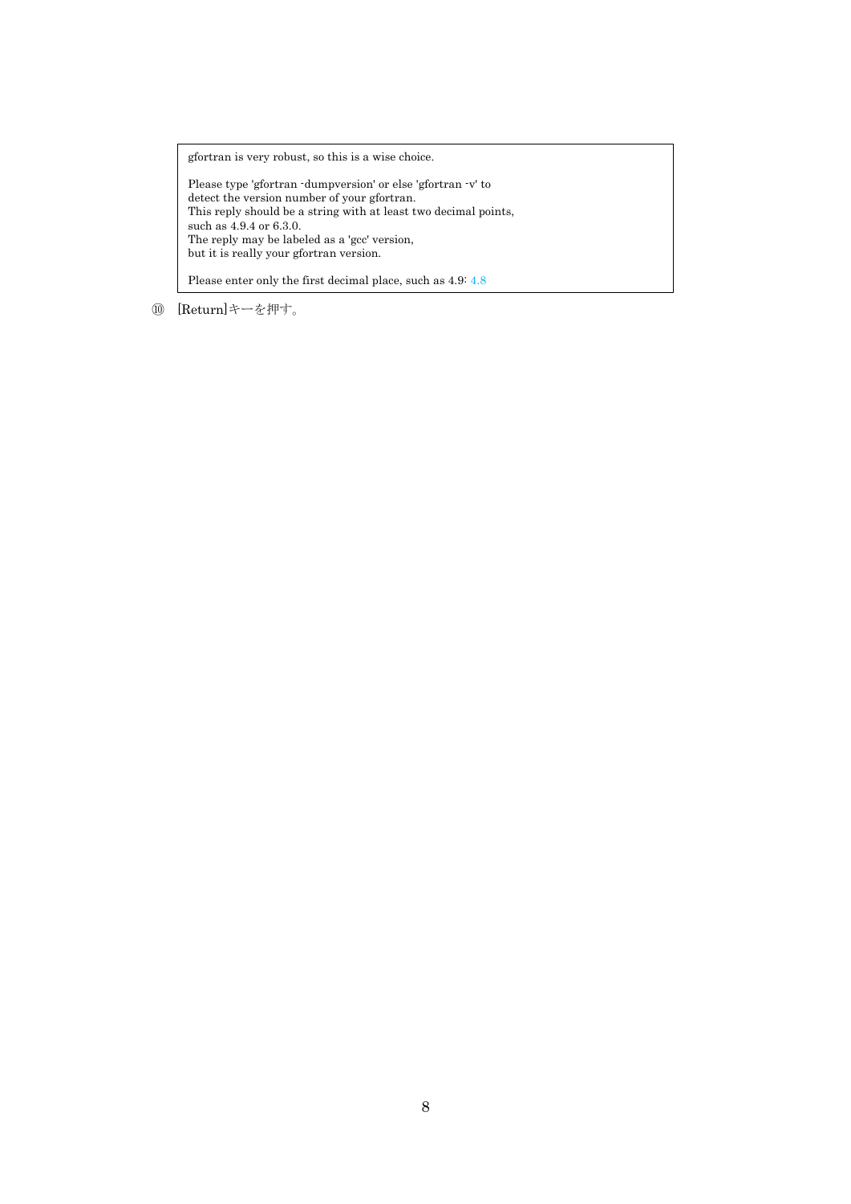```
gfortran is very robust, so this is a wise choice.

Please type 'gfortran -dumpversion' or else 'gfortran -v' to
detect the version number of your gfortran.
This reply should be a string with at least two decimal points,
such as 4.9.4 or 6.3.0.
The reply may be labeled as a 'gcc' version,
but it is really your gfortran version.

Please enter only the first decimal place, such as 4.9: 4.8
```

⑩ [Return]キーを押す。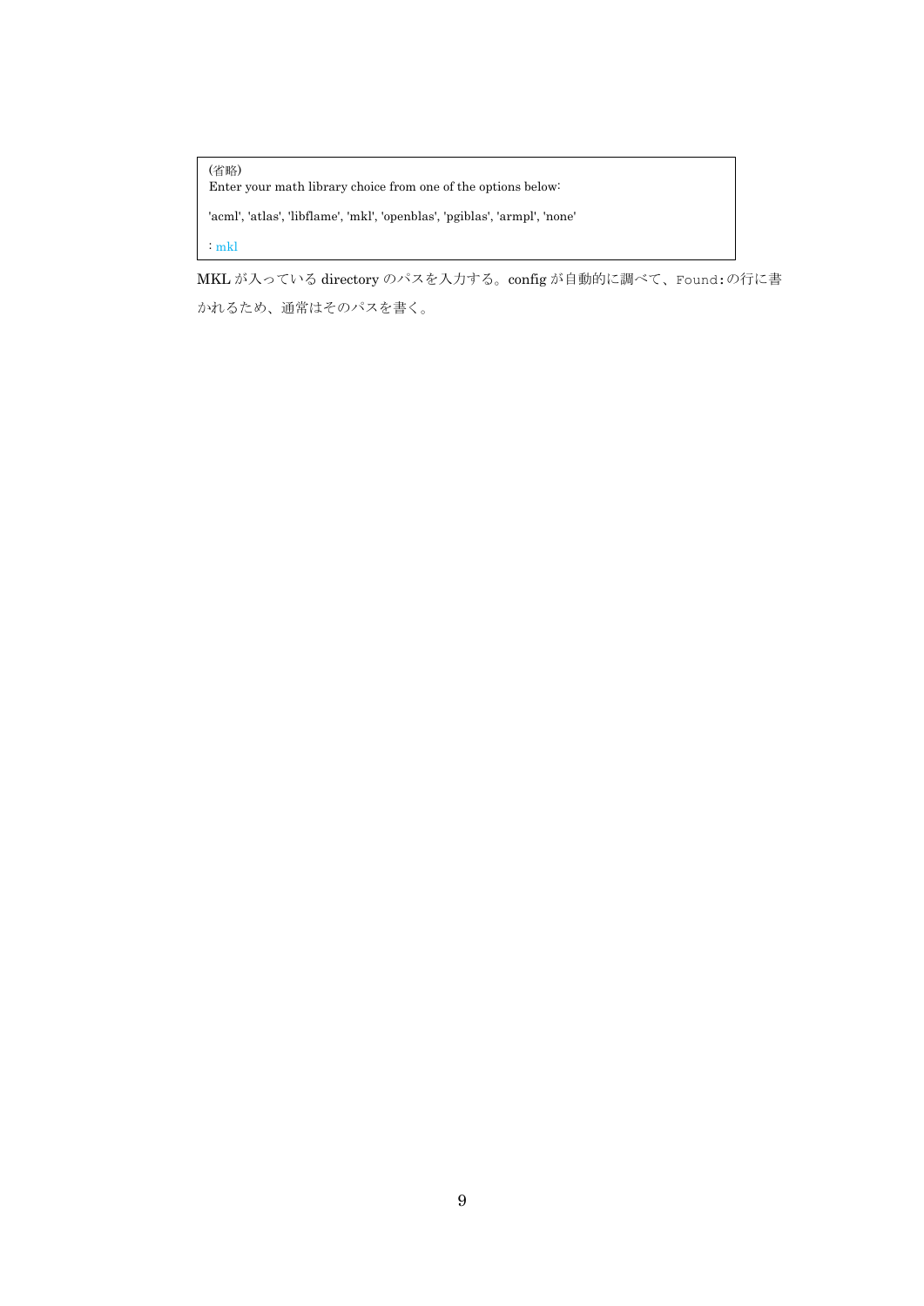```
(省略)
Enter your math library choice from one of the options below:

'acml', 'atlas', 'libflame', 'mkl', 'openblas', 'pgiblas', 'armpl', 'none'

: mkl
```

MKL が入っている directory のパスを入力する。config が自動的に調べて、`Found:`の行に書かれるため、通常はそのパスを書く。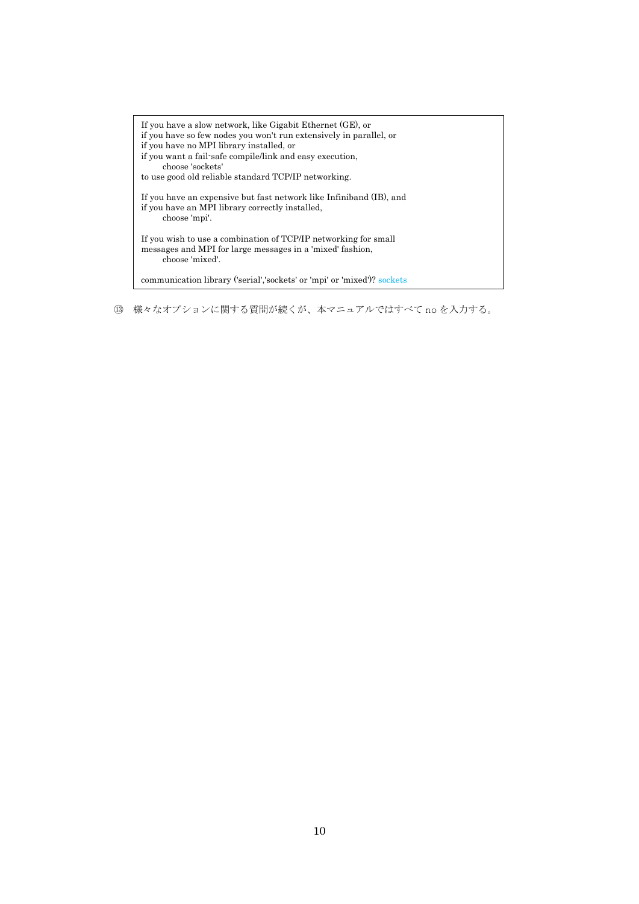```
If you have a slow network, like Gigabit Ethernet (GE), or
if you have so few nodes you won't run extensively in parallel, or
if you have no MPI library installed, or
if you want a fail-safe compile/link and easy execution,
        choose 'sockets'
to use good old reliable standard TCP/IP networking.

If you have an expensive but fast network like Infiniband (IB), and
if you have an MPI library correctly installed,
        choose 'mpi'.

If you wish to use a combination of TCP/IP networking for small
messages and MPI for large messages in a 'mixed' fashion,
        choose 'mixed'.

communication library ('serial','sockets' or 'mpi' or 'mixed')? sockets
```

⑬ 様々なオプションに関する質問が続くが、本マニュアルではすべて no を入力する。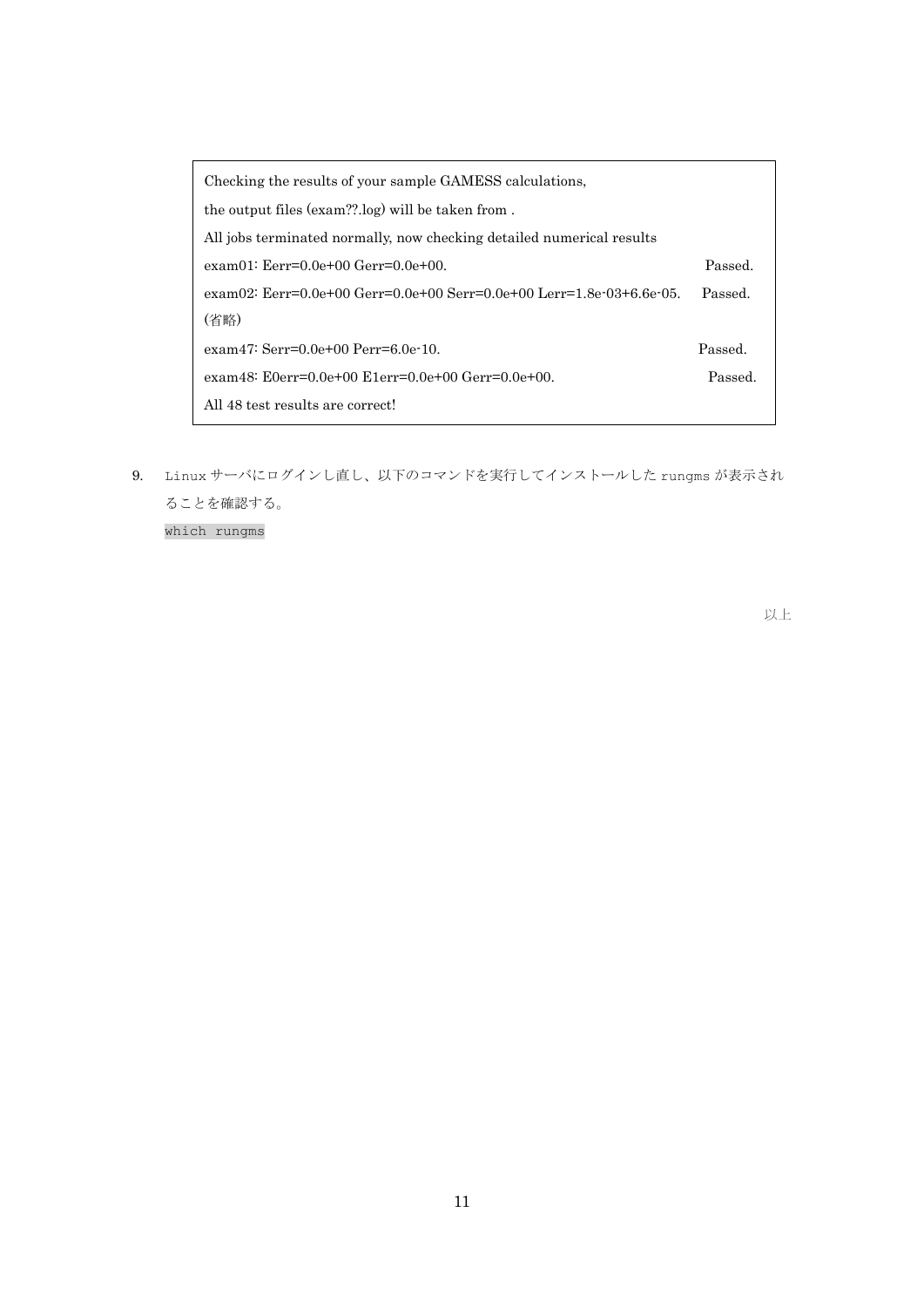```
Checking the results of your sample GAMESS calculations,
the output files (exam??.log) will be taken from .
All jobs terminated normally, now checking detailed numerical results
exam01: Eerr=0.0e+00 Gerr=0.0e+00.                                            Passed.
exam02: Eerr=0.0e+00 Gerr=0.0e+00 Serr=0.0e+00 Lerr=1.8e-03+6.6e-05.         Passed.
(省略)
exam47: Serr=0.0e+00 Perr=6.0e-10.                                            Passed.
exam48: E0err=0.0e+00 E1err=0.0e+00 Gerr=0.0e+00.                             Passed.
All 48 test results are correct!
```

9. Linux サーバにログインし直し、以下のコマンドを実行してインストールした rungms が表示されることを確認する。

```
which rungms
```

以上